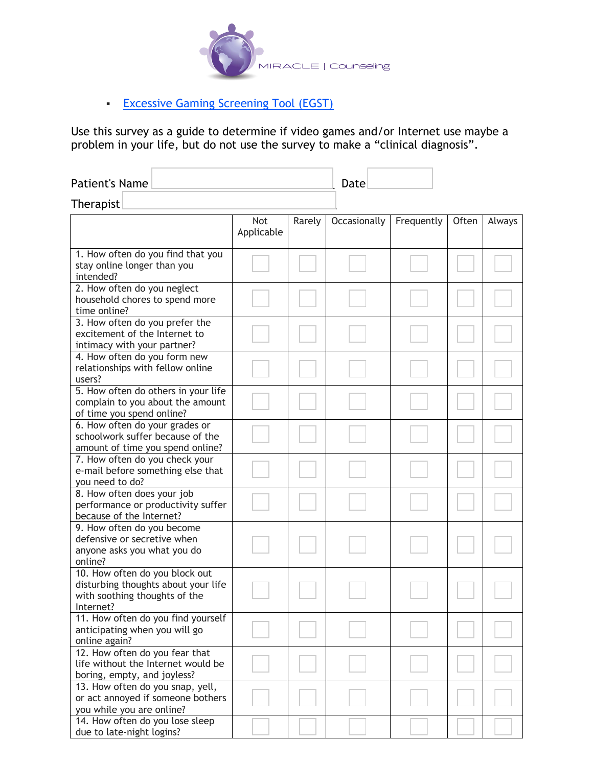MIRACLE | Counseling

- Excessive Gaming Screening Tool (EGST)

Use this survey as a guide to determine if video games and/or Internet use maybe a problem in your life, but do not use the survey to make a "clinical diagnosis".

Patient's Name ______ Date ______

Therapist ______

| | Not Applicable | Rarely | Occasionally | Frequently | Often | Always |
|---|---|---|---|---|---|---|
| 1. How often do you find that you stay online longer than you intended? | ☐ | ☐ | ☐ | ☐ | ☐ | ☐ |
| 2. How often do you neglect household chores to spend more time online? | ☐ | ☐ | ☐ | ☐ | ☐ | ☐ |
| 3. How often do you prefer the excitement of the Internet to intimacy with your partner? | ☐ | ☐ | ☐ | ☐ | ☐ | ☐ |
| 4. How often do you form new relationships with fellow online users? | ☐ | ☐ | ☐ | ☐ | ☐ | ☐ |
| 5. How often do others in your life complain to you about the amount of time you spend online? | ☐ | ☐ | ☐ | ☐ | ☐ | ☐ |
| 6. How often do your grades or schoolwork suffer because of the amount of time you spend online? | ☐ | ☐ | ☐ | ☐ | ☐ | ☐ |
| 7. How often do you check your e-mail before something else that you need to do? | ☐ | ☐ | ☐ | ☐ | ☐ | ☐ |
| 8. How often does your job performance or productivity suffer because of the Internet? | ☐ | ☐ | ☐ | ☐ | ☐ | ☐ |
| 9. How often do you become defensive or secretive when anyone asks you what you do online? | ☐ | ☐ | ☐ | ☐ | ☐ | ☐ |
| 10. How often do you block out disturbing thoughts about your life with soothing thoughts of the Internet? | ☐ | ☐ | ☐ | ☐ | ☐ | ☐ |
| 11. How often do you find yourself anticipating when you will go online again? | ☐ | ☐ | ☐ | ☐ | ☐ | ☐ |
| 12. How often do you fear that life without the Internet would be boring, empty, and joyless? | ☐ | ☐ | ☐ | ☐ | ☐ | ☐ |
| 13. How often do you snap, yell, or act annoyed if someone bothers you while you are online? | ☐ | ☐ | ☐ | ☐ | ☐ | ☐ |
| 14. How often do you lose sleep due to late-night logins? | ☐ | ☐ | ☐ | ☐ | ☐ | ☐ |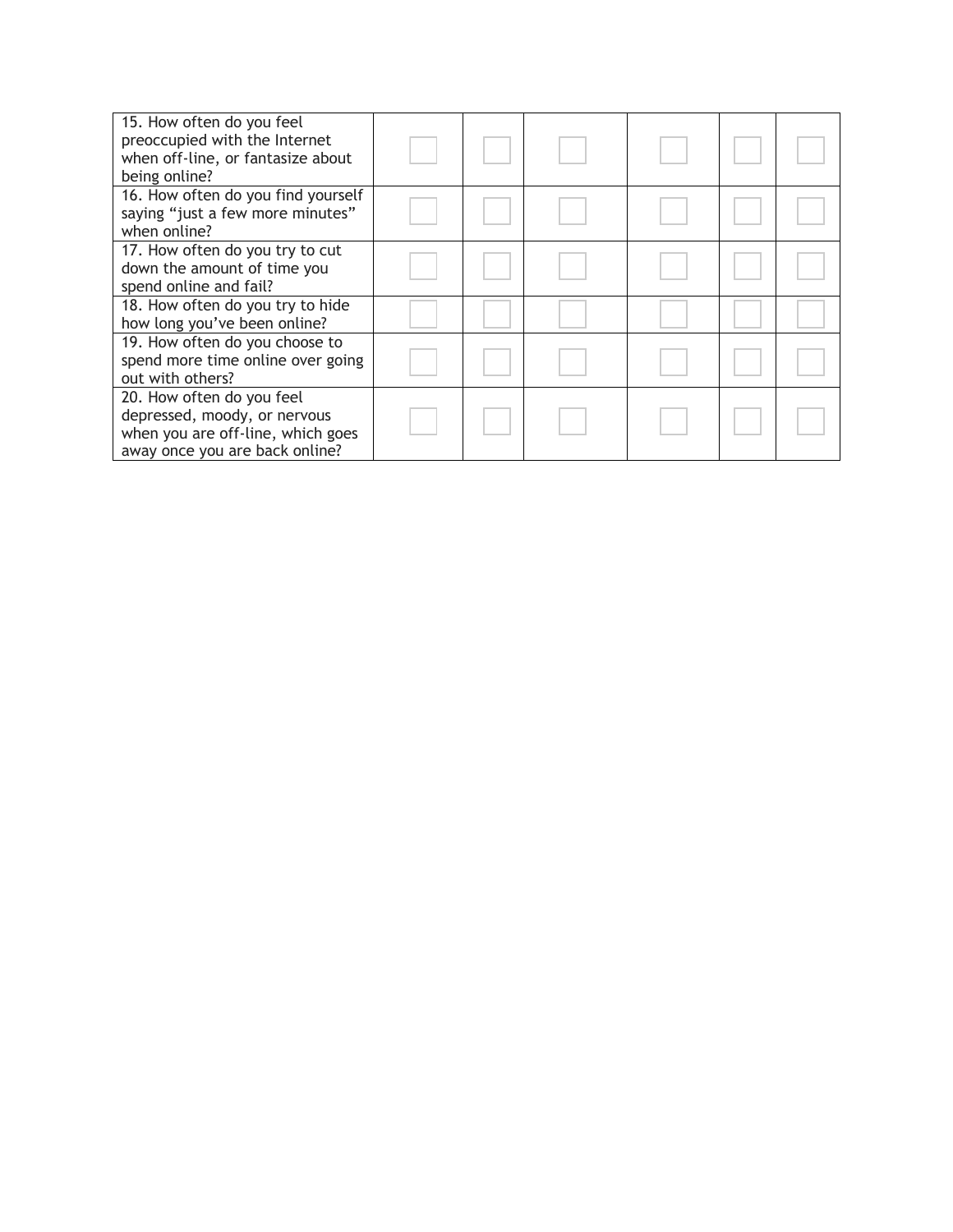| | | | | | | |
|---|---|---|---|---|---|---|
| 15. How often do you feel preoccupied with the Internet when off-line, or fantasize about being online? | ☐ | ☐ | ☐ | ☐ | ☐ | ☐ |
| 16. How often do you find yourself saying “just a few more minutes” when online? | ☐ | ☐ | ☐ | ☐ | ☐ | ☐ |
| 17. How often do you try to cut down the amount of time you spend online and fail? | ☐ | ☐ | ☐ | ☐ | ☐ | ☐ |
| 18. How often do you try to hide how long you’ve been online? | ☐ | ☐ | ☐ | ☐ | ☐ | ☐ |
| 19. How often do you choose to spend more time online over going out with others? | ☐ | ☐ | ☐ | ☐ | ☐ | ☐ |
| 20. How often do you feel depressed, moody, or nervous when you are off-line, which goes away once you are back online? | ☐ | ☐ | ☐ | ☐ | ☐ | ☐ |